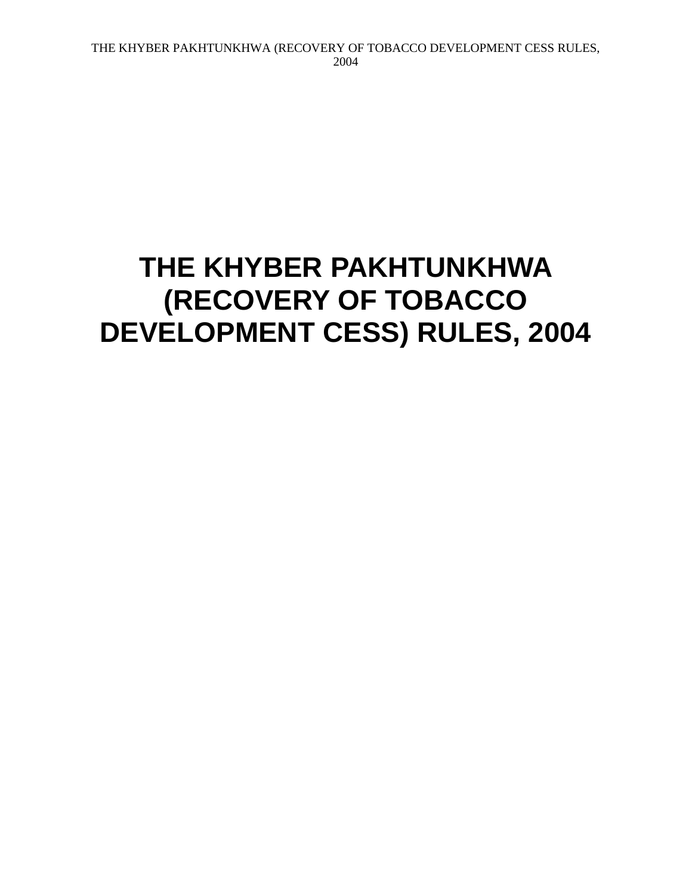# THE KHYBER PAKHTUNKHWA (RECOVERY OF TOBACCO DEVELOPMENT CESS) RULES, 2004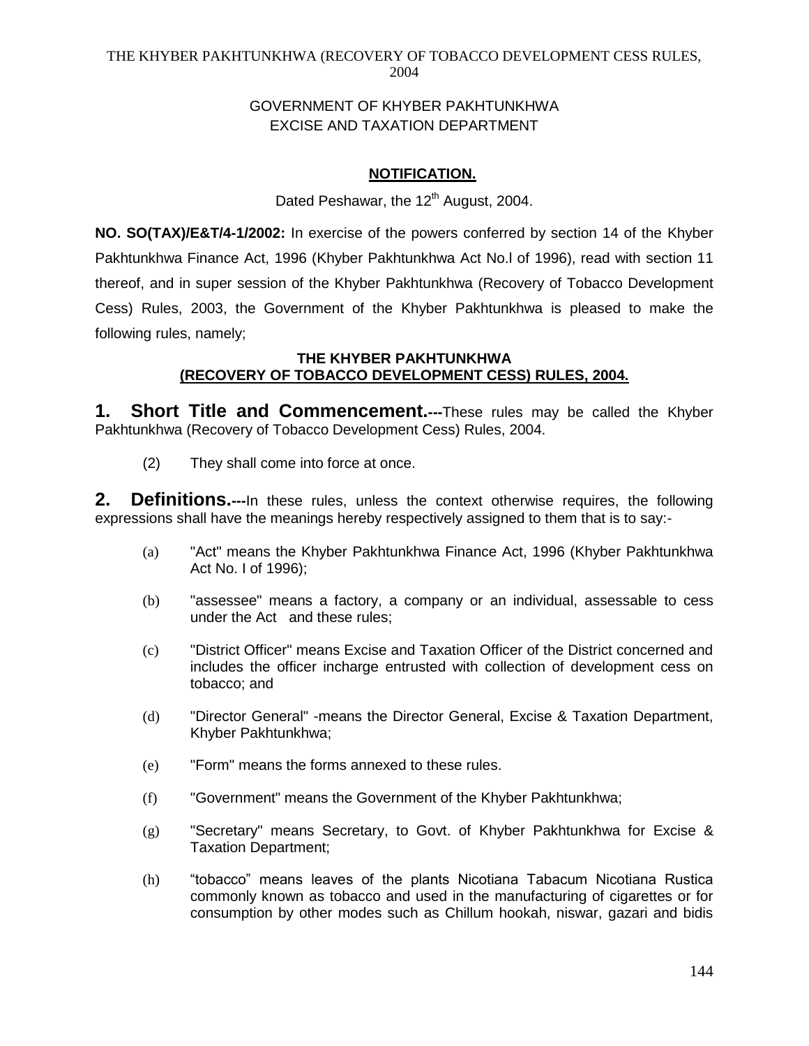THE KHYBER PAKHTUNKHWA (RECOVERY OF TOBACCO DEVELOPMENT CESS RULES, 2004

GOVERNMENT OF KHYBER PAKHTUNKHWA
EXCISE AND TAXATION DEPARTMENT

**NOTIFICATION.**

Dated Peshawar, the 12th August, 2004.

**NO. SO(TAX)/E&T/4-1/2002:** In exercise of the powers conferred by section 14 of the Khyber Pakhtunkhwa Finance Act, 1996 (Khyber Pakhtunkhwa Act No.l of 1996), read with section 11 thereof, and in super session of the Khyber Pakhtunkhwa (Recovery of Tobacco Development Cess) Rules, 2003, the Government of the Khyber Pakhtunkhwa is pleased to make the following rules, namely;

**THE KHYBER PAKHTUNKHWA**
**(RECOVERY OF TOBACCO DEVELOPMENT CESS) RULES, 2004.**

**1. Short Title and Commencement.---**These rules may be called the Khyber Pakhtunkhwa (Recovery of Tobacco Development Cess) Rules, 2004.

(2) They shall come into force at once.

**2. Definitions.---**In these rules, unless the context otherwise requires, the following expressions shall have the meanings hereby respectively assigned to them that is to say:-

(a) "Act" means the Khyber Pakhtunkhwa Finance Act, 1996 (Khyber Pakhtunkhwa Act No. I of 1996);

(b) "assessee" means a factory, a company or an individual, assessable to cess under the Act and these rules;

(c) "District Officer" means Excise and Taxation Officer of the District concerned and includes the officer incharge entrusted with collection of development cess on tobacco; and

(d) "Director General" -means the Director General, Excise & Taxation Department, Khyber Pakhtunkhwa;

(e) "Form" means the forms annexed to these rules.

(f) "Government" means the Government of the Khyber Pakhtunkhwa;

(g) "Secretary" means Secretary, to Govt. of Khyber Pakhtunkhwa for Excise & Taxation Department;

(h) "tobacco" means leaves of the plants Nicotiana Tabacum Nicotiana Rustica commonly known as tobacco and used in the manufacturing of cigarettes or for consumption by other modes such as Chillum hookah, niswar, gazari and bidis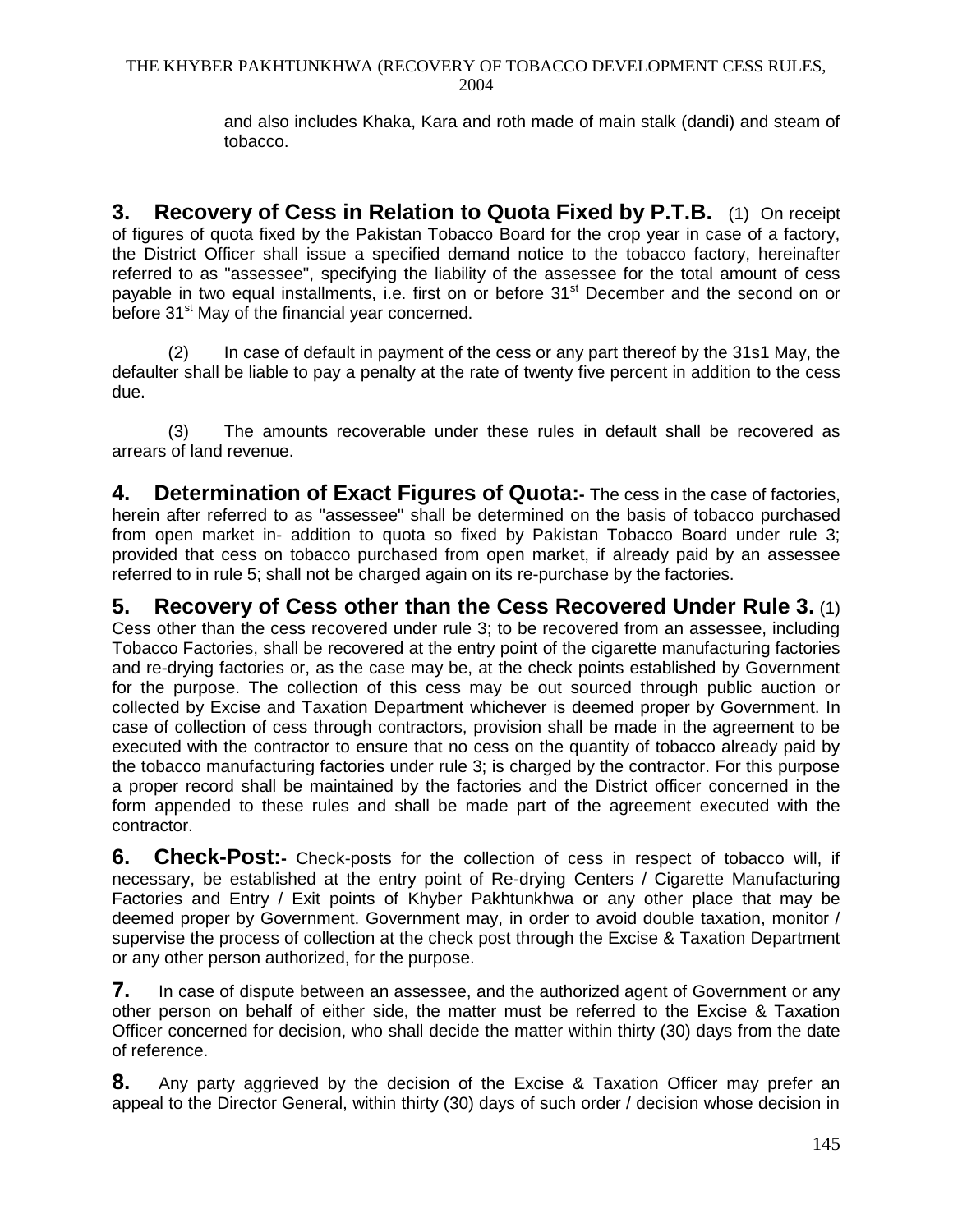and also includes Khaka, Kara and roth made of main stalk (dandi) and steam of tobacco.

**3. Recovery of Cess in Relation to Quota Fixed by P.T.B.** (1) On receipt of figures of quota fixed by the Pakistan Tobacco Board for the crop year in case of a factory, the District Officer shall issue a specified demand notice to the tobacco factory, hereinafter referred to as "assessee", specifying the liability of the assessee for the total amount of cess payable in two equal installments, i.e. first on or before 31st December and the second on or before 31st May of the financial year concerned.

(2) In case of default in payment of the cess or any part thereof by the 31s1 May, the defaulter shall be liable to pay a penalty at the rate of twenty five percent in addition to the cess due.

(3) The amounts recoverable under these rules in default shall be recovered as arrears of land revenue.

**4. Determination of Exact Figures of Quota:-** The cess in the case of factories, herein after referred to as "assessee" shall be determined on the basis of tobacco purchased from open market in- addition to quota so fixed by Pakistan Tobacco Board under rule 3; provided that cess on tobacco purchased from open market, if already paid by an assessee referred to in rule 5; shall not be charged again on its re-purchase by the factories.

**5. Recovery of Cess other than the Cess Recovered Under Rule 3.** (1) Cess other than the cess recovered under rule 3; to be recovered from an assessee, including Tobacco Factories, shall be recovered at the entry point of the cigarette manufacturing factories and re-drying factories or, as the case may be, at the check points established by Government for the purpose. The collection of this cess may be out sourced through public auction or collected by Excise and Taxation Department whichever is deemed proper by Government. In case of collection of cess through contractors, provision shall be made in the agreement to be executed with the contractor to ensure that no cess on the quantity of tobacco already paid by the tobacco manufacturing factories under rule 3; is charged by the contractor. For this purpose a proper record shall be maintained by the factories and the District officer concerned in the form appended to these rules and shall be made part of the agreement executed with the contractor.

**6. Check-Post:-** Check-posts for the collection of cess in respect of tobacco will, if necessary, be established at the entry point of Re-drying Centers / Cigarette Manufacturing Factories and Entry / Exit points of Khyber Pakhtunkhwa or any other place that may be deemed proper by Government. Government may, in order to avoid double taxation, monitor / supervise the process of collection at the check post through the Excise & Taxation Department or any other person authorized, for the purpose.

**7.** In case of dispute between an assessee, and the authorized agent of Government or any other person on behalf of either side, the matter must be referred to the Excise & Taxation Officer concerned for decision, who shall decide the matter within thirty (30) days from the date of reference.

**8.** Any party aggrieved by the decision of the Excise & Taxation Officer may prefer an appeal to the Director General, within thirty (30) days of such order / decision whose decision in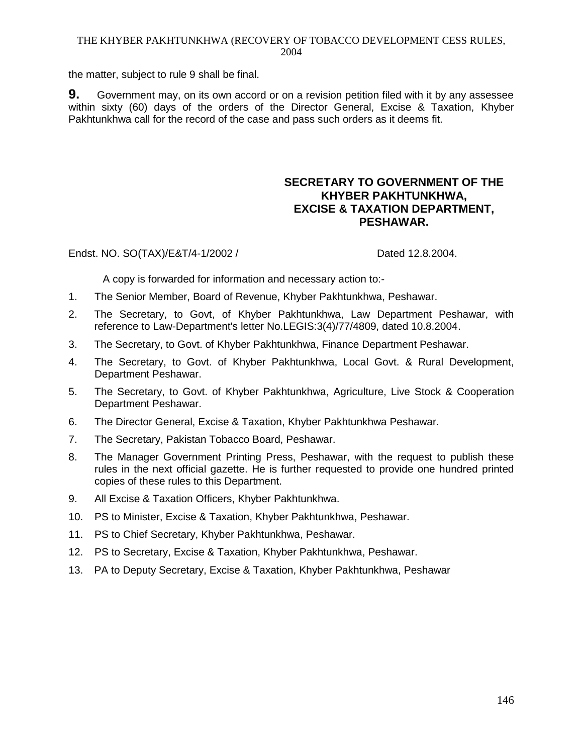the matter, subject to rule 9 shall be final.

**9.** Government may, on its own accord or on a revision petition filed with it by any assessee within sixty (60) days of the orders of the Director General, Excise & Taxation, Khyber Pakhtunkhwa call for the record of the case and pass such orders as it deems fit.

**SECRETARY TO GOVERNMENT OF THE KHYBER PAKHTUNKHWA, EXCISE & TAXATION DEPARTMENT, PESHAWAR.**

Endst. NO. SO(TAX)/E&T/4-1/2002 / Dated 12.8.2004.

A copy is forwarded for information and necessary action to:-

1. The Senior Member, Board of Revenue, Khyber Pakhtunkhwa, Peshawar.
2. The Secretary, to Govt, of Khyber Pakhtunkhwa, Law Department Peshawar, with reference to Law-Department's letter No.LEGIS:3(4)/77/4809, dated 10.8.2004.
3. The Secretary, to Govt. of Khyber Pakhtunkhwa, Finance Department Peshawar.
4. The Secretary, to Govt. of Khyber Pakhtunkhwa, Local Govt. & Rural Development, Department Peshawar.
5. The Secretary, to Govt. of Khyber Pakhtunkhwa, Agriculture, Live Stock & Cooperation Department Peshawar.
6. The Director General, Excise & Taxation, Khyber Pakhtunkhwa Peshawar.
7. The Secretary, Pakistan Tobacco Board, Peshawar.
8. The Manager Government Printing Press, Peshawar, with the request to publish these rules in the next official gazette. He is further requested to provide one hundred printed copies of these rules to this Department.
9. All Excise & Taxation Officers, Khyber Pakhtunkhwa.
10. PS to Minister, Excise & Taxation, Khyber Pakhtunkhwa, Peshawar.
11. PS to Chief Secretary, Khyber Pakhtunkhwa, Peshawar.
12. PS to Secretary, Excise & Taxation, Khyber Pakhtunkhwa, Peshawar.
13. PA to Deputy Secretary, Excise & Taxation, Khyber Pakhtunkhwa, Peshawar